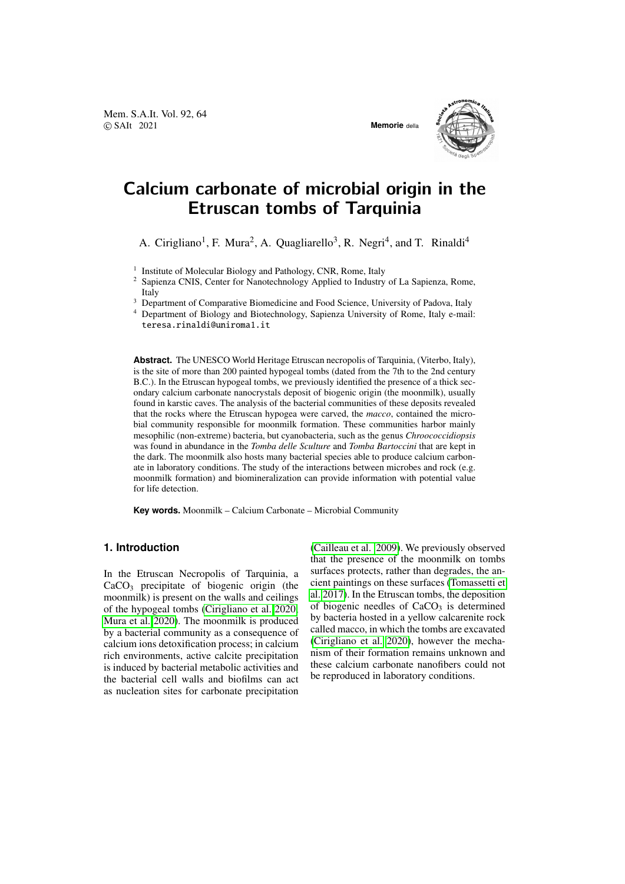# Calcium carbonate of microbial origin in the Etruscan tombs of Tarquinia

A. Cirigliano[1], F. Mura[2], A. Quagliarello[3], R. Negri[4], and T. Rinaldi[4]

[1] Institute of Molecular Biology and Pathology, CNR, Rome, Italy
[2] Sapienza CNIS, Center for Nanotechnology Applied to Industry of La Sapienza, Rome, Italy
[3] Department of Comparative Biomedicine and Food Science, University of Padova, Italy
[4] Department of Biology and Biotechnology, Sapienza University of Rome, Italy e-mail: teresa.rinaldi@uniroma1.it

**Abstract.** The UNESCO World Heritage Etruscan necropolis of Tarquinia, (Viterbo, Italy), is the site of more than 200 painted hypogeal tombs (dated from the 7th to the 2nd century B.C.). In the Etruscan hypogeal tombs, we previously identified the presence of a thick secondary calcium carbonate nanocrystals deposit of biogenic origin (the moonmilk), usually found in karstic caves. The analysis of the bacterial communities of these deposits revealed that the rocks where the Etruscan hypogea were carved, the *macco*, contained the microbial community responsible for moonmilk formation. These communities harbor mainly mesophilic (non-extreme) bacteria, but cyanobacteria, such as the genus *Chroococcidiopsis* was found in abundance in the *Tomba delle Sculture* and *Tomba Bartoccini* that are kept in the dark. The moonmilk also hosts many bacterial species able to produce calcium carbonate in laboratory conditions. The study of the interactions between microbes and rock (e.g. moonmilk formation) and biomineralization can provide information with potential value for life detection.

**Key words.** Moonmilk – Calcium Carbonate – Microbial Community

## 1. Introduction

In the Etruscan Necropolis of Tarquinia, a $CaCO_3$ precipitate of biogenic origin (the moonmilk) is present on the walls and ceilings of the hypogeal tombs (Cirigliano et al. 2020; Mura et al. 2020). The moonmilk is produced by a bacterial community as a consequence of calcium ions detoxification process; in calcium rich environments, active calcite precipitation is induced by bacterial metabolic activities and the bacterial cell walls and biofilms can act as nucleation sites for carbonate precipitation (Cailleau et al. 2009). We previously observed that the presence of the moonmilk on tombs surfaces protects, rather than degrades, the ancient paintings on these surfaces (Tomassetti et al. 2017). In the Etruscan tombs, the deposition of biogenic needles of $CaCO_3$ is determined by bacteria hosted in a yellow calcarenite rock called macco, in which the tombs are excavated (Cirigliano et al. 2020), however the mechanism of their formation remains unknown and these calcium carbonate nanofibers could not be reproduced in laboratory conditions.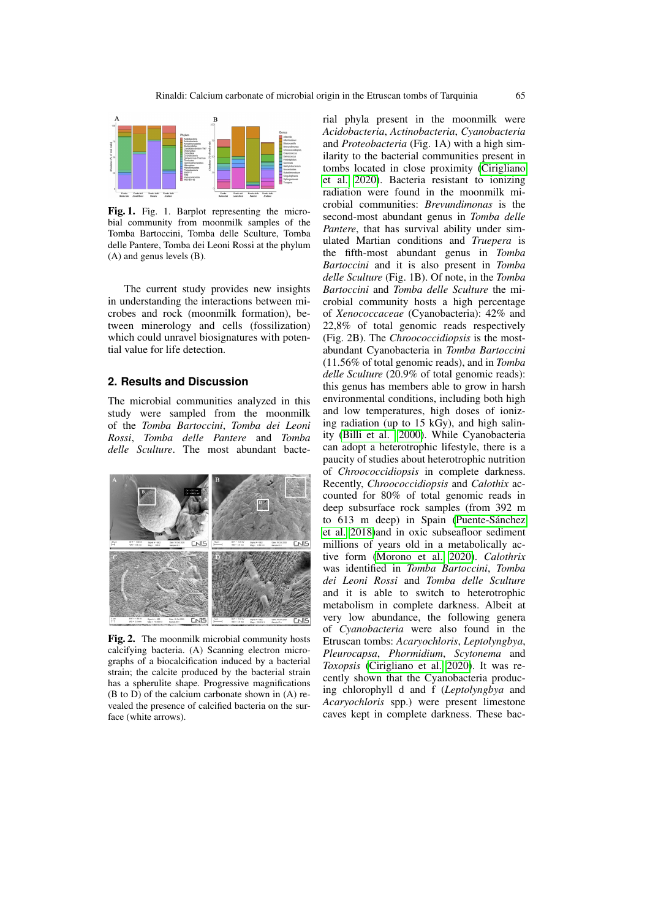**Fig. 1.** Fig. 1. Barplot representing the microbial community from moonmilk samples of the Tomba Bartoccini, Tomba delle Sculture, Tomba delle Pantere, Tomba dei Leoni Rossi at the phylum (A) and genus levels (B).

The current study provides new insights in understanding the interactions between microbes and rock (moonmilk formation), between minerology and cells (fossilization) which could unravel biosignatures with potential value for life detection.

## 2. Results and Discussion

The microbial communities analyzed in this study were sampled from the moonmilk of the *Tomba Bartoccini*, *Tomba dei Leoni Rossi*, *Tomba delle Pantere* and *Tomba delle Sculture*. The most abundant bacterial phyla present in the moonmilk were *Acidobacteria*, *Actinobacteria*, *Cyanobacteria* and *Proteobacteria* (Fig. 1A) with a high similarity to the bacterial communities present in tombs located in close proximity (Cirigliano et al. 2020). Bacteria resistant to ionizing radiation were found in the moonmilk microbial communities: *Brevundimonas* is the second-most abundant genus in *Tomba delle Pantere*, that has survival ability under simulated Martian conditions and *Truepera* is the fifth-most abundant genus in *Tomba Bartoccini* and it is also present in *Tomba delle Sculture* (Fig. 1B). Of note, in the *Tomba Bartoccini* and *Tomba delle Sculture* the microbial community hosts a high percentage of *Xenococcaceae* (Cyanobacteria): 42% and 22,8% of total genomic reads respectively (Fig. 2B). The *Chroococcidiopsis* is the most-abundant Cyanobacteria in *Tomba Bartoccini* (11.56% of total genomic reads), and in *Tomba delle Sculture* (20.9% of total genomic reads): this genus has members able to grow in harsh environmental conditions, including both high and low temperatures, high doses of ionizing radiation (up to 15 kGy), and high salinity (Billi et al. 2000). While Cyanobacteria can adopt a heterotrophic lifestyle, there is a paucity of studies about heterotrophic nutrition of *Chroococcidiopsis* in complete darkness. Recently, *Chroococcidiopsis* and *Calothix* accounted for 80% of total genomic reads in deep subsurface rock samples (from 392 m to 613 m deep) in Spain (Puente-Sánchez et al. 2018)and in oxic subseafloor sediment millions of years old in a metabolically active form (Morono et al. 2020). *Calothrix* was identified in *Tomba Bartoccini*, *Tomba dei Leoni Rossi* and *Tomba delle Sculture* and it is able to switch to heterotrophic metabolism in complete darkness. Albeit at very low abundance, the following genera of *Cyanobacteria* were also found in the Etruscan tombs: *Acaryochloris*, *Leptolyngbya*, *Pleurocapsa*, *Phormidium*, *Scytonema* and *Toxopsis* (Cirigliano et al. 2020). It was recently shown that the Cyanobacteria producing chlorophyll d and f (*Leptolyngbya* and *Acaryochloris* spp.) were present limestone caves kept in complete darkness. These bac-

**Fig. 2.** The moonmilk microbial community hosts calcifying bacteria. (A) Scanning electron micrographs of a biocalcification induced by a bacterial strain; the calcite produced by the bacterial strain has a spherulite shape. Progressive magnifications (B to D) of the calcium carbonate shown in (A) revealed the presence of calcified bacteria on the surface (white arrows).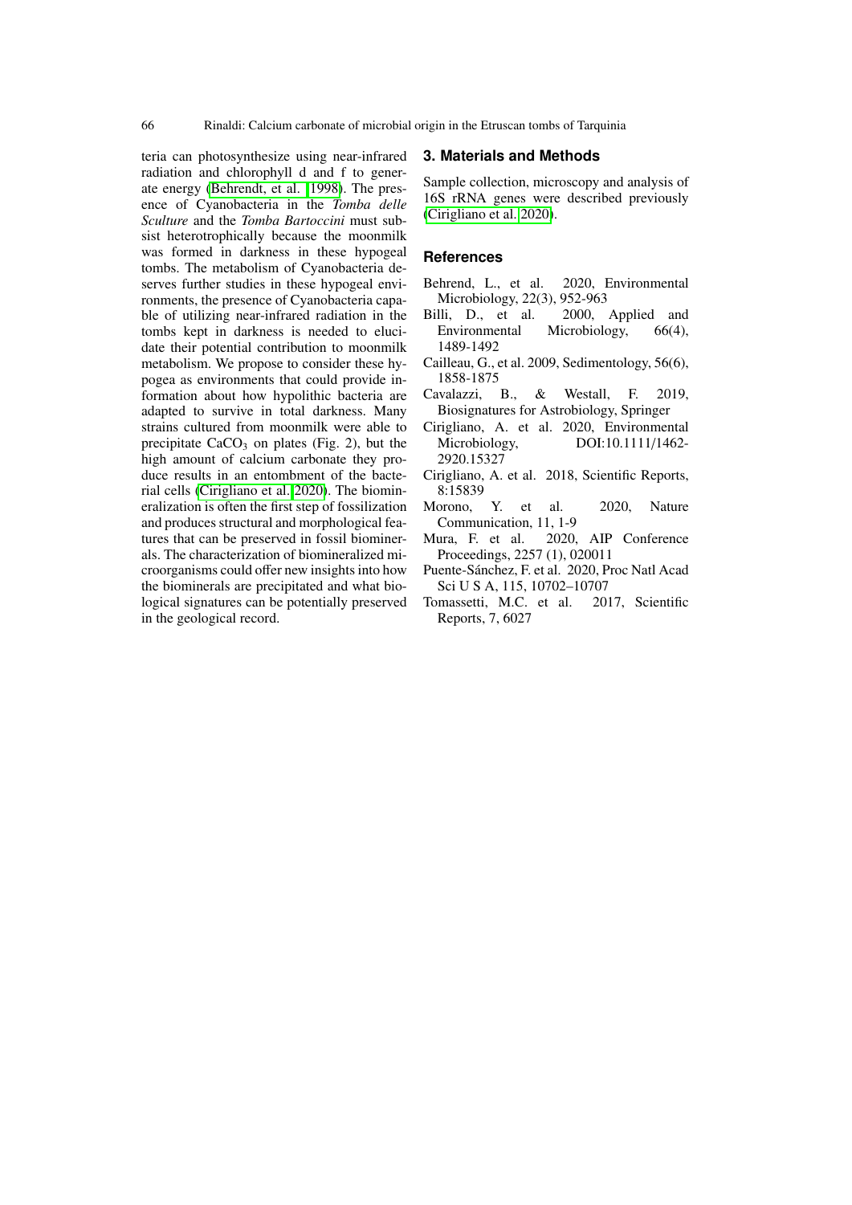teria can photosynthesize using near-infrared radiation and chlorophyll d and f to generate energy (Behrendt, et al. 1998). The presence of Cyanobacteria in the *Tomba delle Sculture* and the *Tomba Bartoccini* must subsist heterotrophically because the moonmilk was formed in darkness in these hypogeal tombs. The metabolism of Cyanobacteria deserves further studies in these hypogeal environments, the presence of Cyanobacteria capable of utilizing near-infrared radiation in the tombs kept in darkness is needed to elucidate their potential contribution to moonmilk metabolism. We propose to consider these hypogea as environments that could provide information about how hypolithic bacteria are adapted to survive in total darkness. Many strains cultured from moonmilk were able to precipitate $CaCO_3$ on plates (Fig. 2), but the high amount of calcium carbonate they produce results in an entombment of the bacterial cells (Cirigliano et al. 2020). The biomineralization is often the first step of fossilization and produces structural and morphological features that can be preserved in fossil biominerals. The characterization of biomineralized microorganisms could offer new insights into how the biominerals are precipitated and what biological signatures can be potentially preserved in the geological record.

## 3. Materials and Methods

Sample collection, microscopy and analysis of 16S rRNA genes were described previously (Cirigliano et al. 2020).

## References

Behrend, L., et al. 2020, Environmental Microbiology, 22(3), 952-963

Billi, D., et al. 2000, Applied and Environmental Microbiology, 66(4), 1489-1492

Cailleau, G., et al. 2009, Sedimentology, 56(6), 1858-1875

Cavalazzi, B., & Westall, F. 2019, Biosignatures for Astrobiology, Springer

Cirigliano, A. et al. 2020, Environmental Microbiology, DOI:10.1111/1462-2920.15327

Cirigliano, A. et al. 2018, Scientific Reports, 8:15839

Morono, Y. et al. 2020, Nature Communication, 11, 1-9

Mura, F. et al. 2020, AIP Conference Proceedings, 2257 (1), 020011

Puente-Sánchez, F. et al. 2020, Proc Natl Acad Sci U S A, 115, 10702–10707

Tomassetti, M.C. et al. 2017, Scientific Reports, 7, 6027